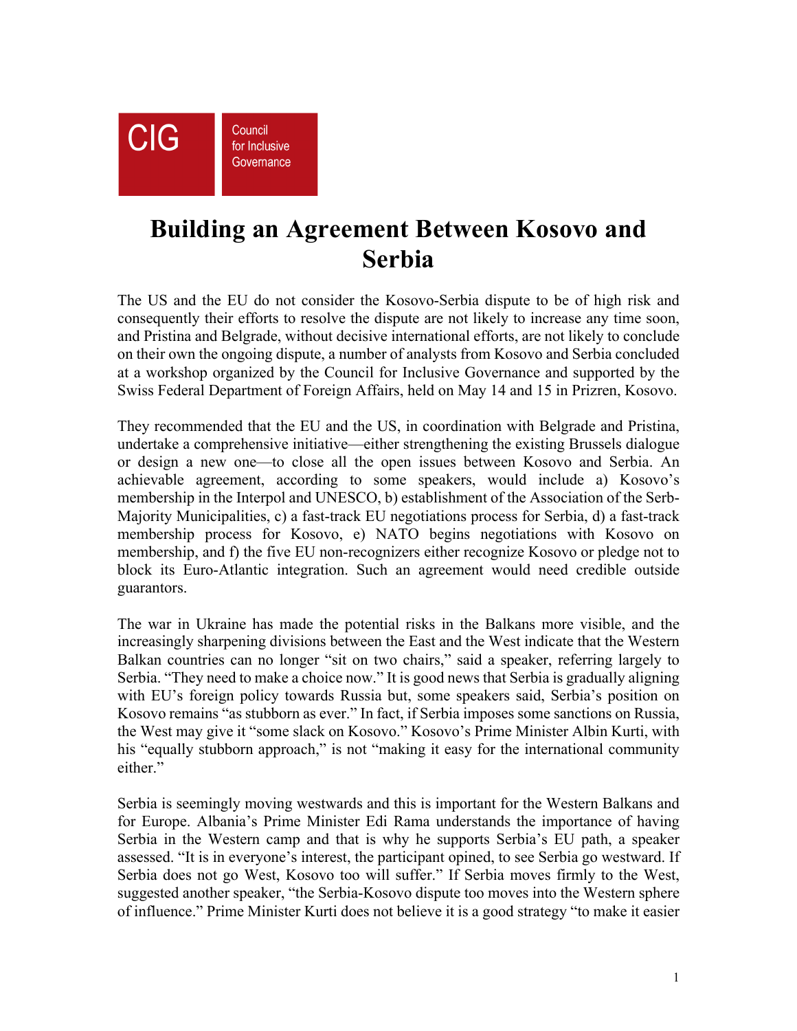CIG Council for Inclusive Governance

# Building an Agreement Between Kosovo and Serbia

The US and the EU do not consider the Kosovo-Serbia dispute to be of high risk and consequently their efforts to resolve the dispute are not likely to increase any time soon, and Pristina and Belgrade, without decisive international efforts, are not likely to conclude on their own the ongoing dispute, a number of analysts from Kosovo and Serbia concluded at a workshop organized by the Council for Inclusive Governance and supported by the Swiss Federal Department of Foreign Affairs, held on May 14 and 15 in Prizren, Kosovo.

They recommended that the EU and the US, in coordination with Belgrade and Pristina, undertake a comprehensive initiative—either strengthening the existing Brussels dialogue or design a new one—to close all the open issues between Kosovo and Serbia. An achievable agreement, according to some speakers, would include a) Kosovo's membership in the Interpol and UNESCO, b) establishment of the Association of the Serb-Majority Municipalities, c) a fast-track EU negotiations process for Serbia, d) a fast-track membership process for Kosovo, e) NATO begins negotiations with Kosovo on membership, and f) the five EU non-recognizers either recognize Kosovo or pledge not to block its Euro-Atlantic integration. Such an agreement would need credible outside guarantors.

The war in Ukraine has made the potential risks in the Balkans more visible, and the increasingly sharpening divisions between the East and the West indicate that the Western Balkan countries can no longer "sit on two chairs," said a speaker, referring largely to Serbia. "They need to make a choice now." It is good news that Serbia is gradually aligning with EU's foreign policy towards Russia but, some speakers said, Serbia's position on Kosovo remains "as stubborn as ever." In fact, if Serbia imposes some sanctions on Russia, the West may give it "some slack on Kosovo." Kosovo's Prime Minister Albin Kurti, with his "equally stubborn approach," is not "making it easy for the international community either."

Serbia is seemingly moving westwards and this is important for the Western Balkans and for Europe. Albania's Prime Minister Edi Rama understands the importance of having Serbia in the Western camp and that is why he supports Serbia's EU path, a speaker assessed. "It is in everyone's interest, the participant opined, to see Serbia go westward. If Serbia does not go West, Kosovo too will suffer." If Serbia moves firmly to the West, suggested another speaker, "the Serbia-Kosovo dispute too moves into the Western sphere of influence." Prime Minister Kurti does not believe it is a good strategy "to make it easier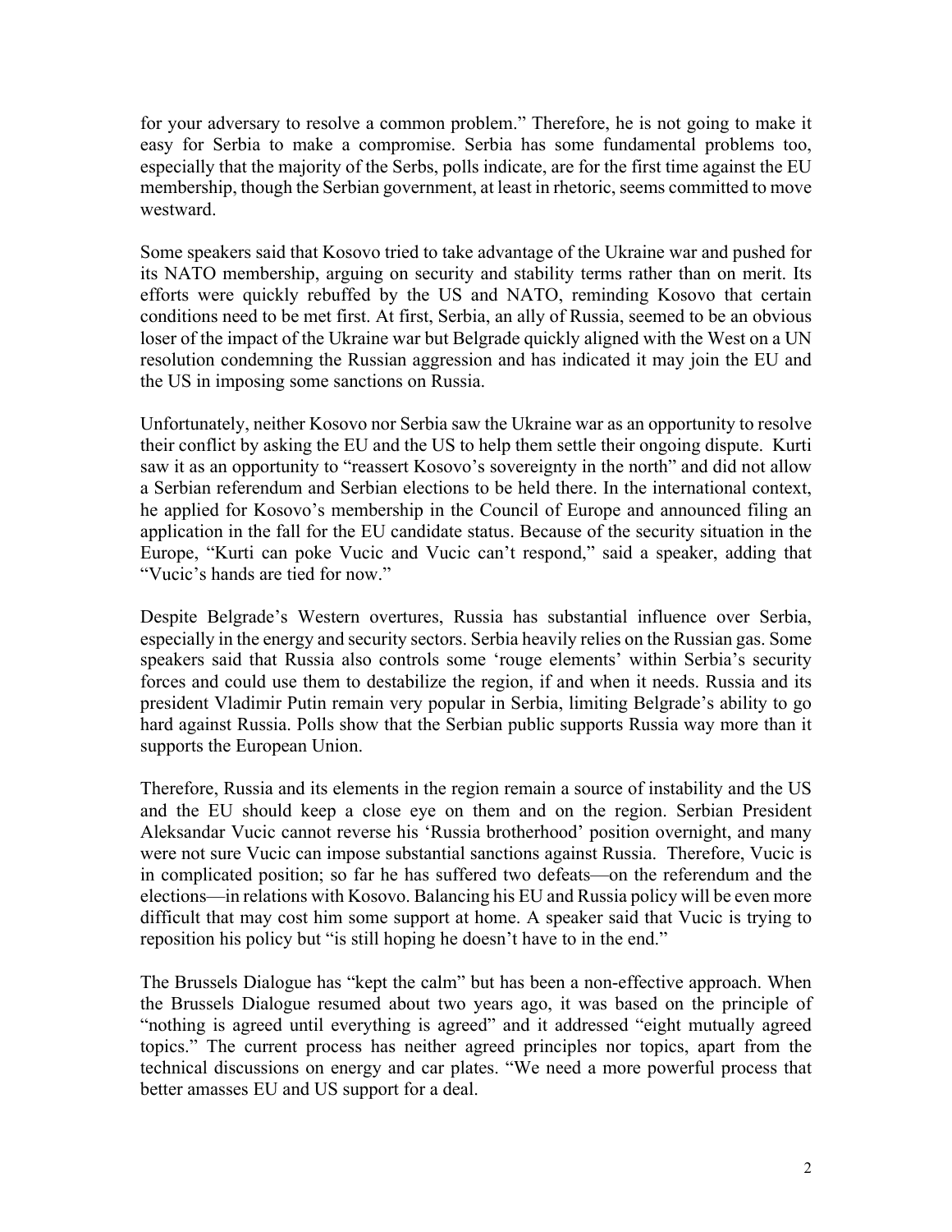for your adversary to resolve a common problem." Therefore, he is not going to make it easy for Serbia to make a compromise. Serbia has some fundamental problems too, especially that the majority of the Serbs, polls indicate, are for the first time against the EU membership, though the Serbian government, at least in rhetoric, seems committed to move westward.

Some speakers said that Kosovo tried to take advantage of the Ukraine war and pushed for its NATO membership, arguing on security and stability terms rather than on merit. Its efforts were quickly rebuffed by the US and NATO, reminding Kosovo that certain conditions need to be met first. At first, Serbia, an ally of Russia, seemed to be an obvious loser of the impact of the Ukraine war but Belgrade quickly aligned with the West on a UN resolution condemning the Russian aggression and has indicated it may join the EU and the US in imposing some sanctions on Russia.

Unfortunately, neither Kosovo nor Serbia saw the Ukraine war as an opportunity to resolve their conflict by asking the EU and the US to help them settle their ongoing dispute. Kurti saw it as an opportunity to "reassert Kosovo's sovereignty in the north" and did not allow a Serbian referendum and Serbian elections to be held there. In the international context, he applied for Kosovo's membership in the Council of Europe and announced filing an application in the fall for the EU candidate status. Because of the security situation in the Europe, "Kurti can poke Vucic and Vucic can't respond," said a speaker, adding that "Vucic's hands are tied for now."

Despite Belgrade's Western overtures, Russia has substantial influence over Serbia, especially in the energy and security sectors. Serbia heavily relies on the Russian gas. Some speakers said that Russia also controls some 'rouge elements' within Serbia's security forces and could use them to destabilize the region, if and when it needs. Russia and its president Vladimir Putin remain very popular in Serbia, limiting Belgrade's ability to go hard against Russia. Polls show that the Serbian public supports Russia way more than it supports the European Union.

Therefore, Russia and its elements in the region remain a source of instability and the US and the EU should keep a close eye on them and on the region. Serbian President Aleksandar Vucic cannot reverse his 'Russia brotherhood' position overnight, and many were not sure Vucic can impose substantial sanctions against Russia. Therefore, Vucic is in complicated position; so far he has suffered two defeats—on the referendum and the elections—in relations with Kosovo. Balancing his EU and Russia policy will be even more difficult that may cost him some support at home. A speaker said that Vucic is trying to reposition his policy but "is still hoping he doesn't have to in the end."

The Brussels Dialogue has "kept the calm" but has been a non-effective approach. When the Brussels Dialogue resumed about two years ago, it was based on the principle of "nothing is agreed until everything is agreed" and it addressed "eight mutually agreed topics." The current process has neither agreed principles nor topics, apart from the technical discussions on energy and car plates. "We need a more powerful process that better amasses EU and US support for a deal.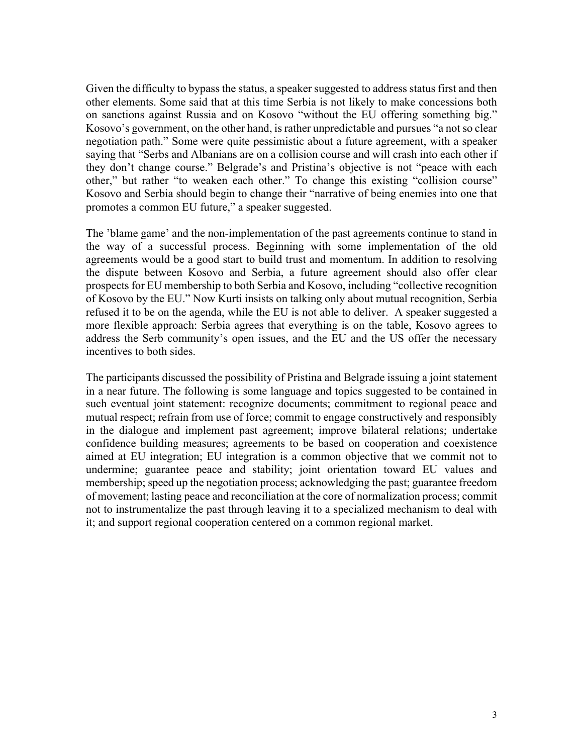Given the difficulty to bypass the status, a speaker suggested to address status first and then other elements. Some said that at this time Serbia is not likely to make concessions both on sanctions against Russia and on Kosovo "without the EU offering something big." Kosovo's government, on the other hand, is rather unpredictable and pursues "a not so clear negotiation path." Some were quite pessimistic about a future agreement, with a speaker saying that "Serbs and Albanians are on a collision course and will crash into each other if they don't change course." Belgrade's and Pristina's objective is not "peace with each other," but rather "to weaken each other." To change this existing "collision course" Kosovo and Serbia should begin to change their "narrative of being enemies into one that promotes a common EU future," a speaker suggested.

The 'blame game' and the non-implementation of the past agreements continue to stand in the way of a successful process. Beginning with some implementation of the old agreements would be a good start to build trust and momentum. In addition to resolving the dispute between Kosovo and Serbia, a future agreement should also offer clear prospects for EU membership to both Serbia and Kosovo, including "collective recognition of Kosovo by the EU." Now Kurti insists on talking only about mutual recognition, Serbia refused it to be on the agenda, while the EU is not able to deliver. A speaker suggested a more flexible approach: Serbia agrees that everything is on the table, Kosovo agrees to address the Serb community's open issues, and the EU and the US offer the necessary incentives to both sides.

The participants discussed the possibility of Pristina and Belgrade issuing a joint statement in a near future. The following is some language and topics suggested to be contained in such eventual joint statement: recognize documents; commitment to regional peace and mutual respect; refrain from use of force; commit to engage constructively and responsibly in the dialogue and implement past agreement; improve bilateral relations; undertake confidence building measures; agreements to be based on cooperation and coexistence aimed at EU integration; EU integration is a common objective that we commit not to undermine; guarantee peace and stability; joint orientation toward EU values and membership; speed up the negotiation process; acknowledging the past; guarantee freedom of movement; lasting peace and reconciliation at the core of normalization process; commit not to instrumentalize the past through leaving it to a specialized mechanism to deal with it; and support regional cooperation centered on a common regional market.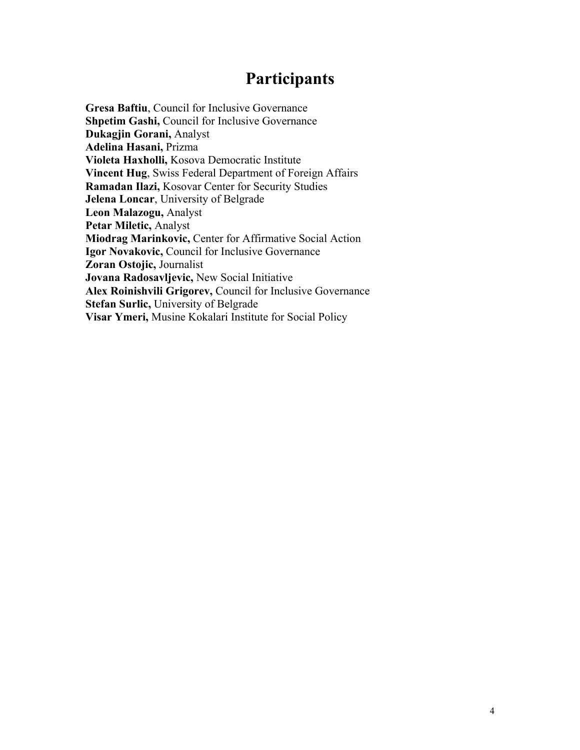# Participants

**Gresa Baftiu**, Council for Inclusive Governance  
**Shpetim Gashi,** Council for Inclusive Governance  
**Dukagjin Gorani,** Analyst  
**Adelina Hasani,** Prizma  
**Violeta Haxholli,** Kosova Democratic Institute  
**Vincent Hug**, Swiss Federal Department of Foreign Affairs  
**Ramadan Ilazi,** Kosovar Center for Security Studies  
**Jelena Loncar**, University of Belgrade  
**Leon Malazogu,** Analyst  
**Petar Miletic,** Analyst  
**Miodrag Marinkovic,** Center for Affirmative Social Action  
**Igor Novakovic,** Council for Inclusive Governance  
**Zoran Ostojic,** Journalist  
**Jovana Radosavljevic,** New Social Initiative  
**Alex Roinishvili Grigorev,** Council for Inclusive Governance  
**Stefan Surlic,** University of Belgrade  
**Visar Ymeri,** Musine Kokalari Institute for Social Policy